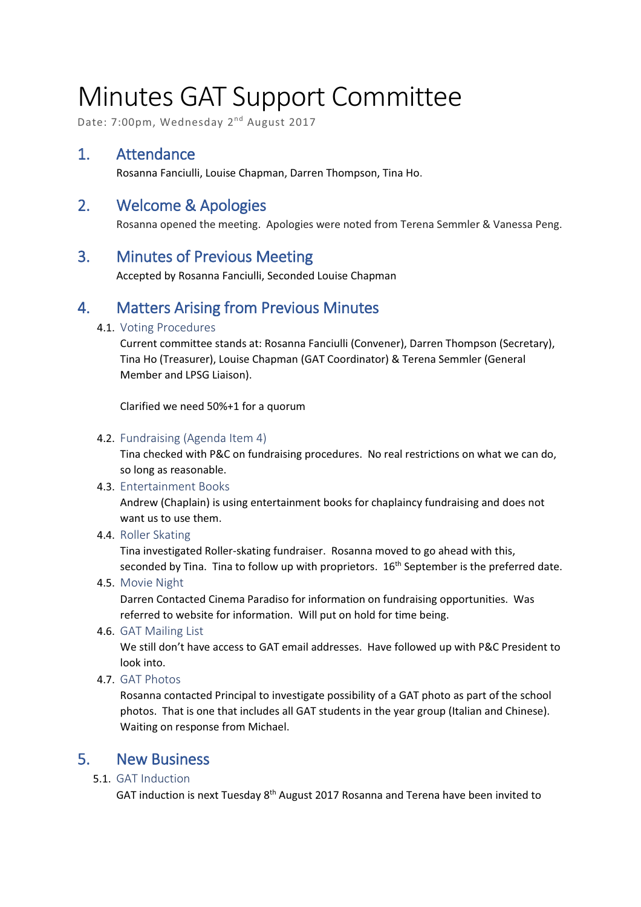# Minutes GAT Support Committee

Date: 7:00pm, Wednesday 2nd August 2017

## 1. Attendance

Rosanna Fanciulli, Louise Chapman, Darren Thompson, Tina Ho.

## 2. Welcome & Apologies

Rosanna opened the meeting. Apologies were noted from Terena Semmler & Vanessa Peng.

## 3. Minutes of Previous Meeting

Accepted by Rosanna Fanciulli, Seconded Louise Chapman

## 4. Matters Arising from Previous Minutes

### 4.1. Voting Procedures

Current committee stands at: Rosanna Fanciulli (Convener), Darren Thompson (Secretary), Tina Ho (Treasurer), Louise Chapman (GAT Coordinator) & Terena Semmler (General Member and LPSG Liaison).

Clarified we need 50%+1 for a quorum

### 4.2. Fundraising (Agenda Item 4)

Tina checked with P&C on fundraising procedures. No real restrictions on what we can do, so long as reasonable.

### 4.3. Entertainment Books

Andrew (Chaplain) is using entertainment books for chaplaincy fundraising and does not want us to use them.

### 4.4. Roller Skating

Tina investigated Roller-skating fundraiser. Rosanna moved to go ahead with this, seconded by Tina. Tina to follow up with proprietors. 16th September is the preferred date.

### 4.5. Movie Night

Darren Contacted Cinema Paradiso for information on fundraising opportunities. Was referred to website for information. Will put on hold for time being.

### 4.6. GAT Mailing List

We still don't have access to GAT email addresses. Have followed up with P&C President to look into.

### 4.7. GAT Photos

Rosanna contacted Principal to investigate possibility of a GAT photo as part of the school photos. That is one that includes all GAT students in the year group (Italian and Chinese). Waiting on response from Michael.

## 5. New Business

### 5.1. GAT Induction

GAT induction is next Tuesday 8th August 2017 Rosanna and Terena have been invited to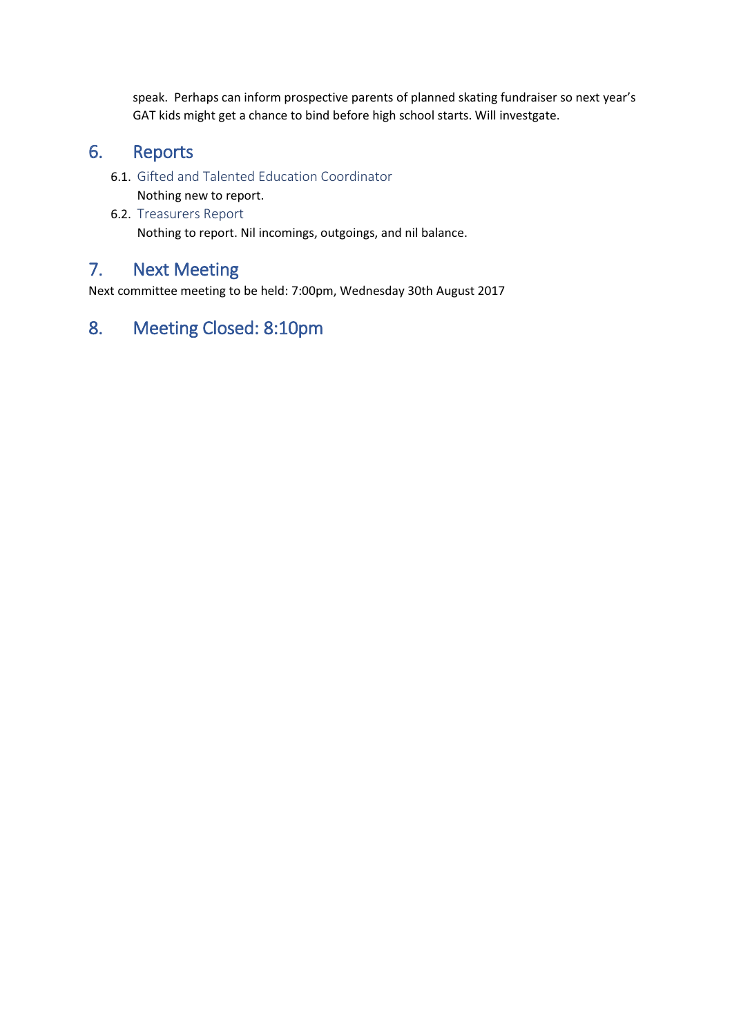speak. Perhaps can inform prospective parents of planned skating fundraiser so next year's GAT kids might get a chance to bind before high school starts. Will investgate.

## 6. Reports

### 6.1. Gifted and Talented Education Coordinator

Nothing new to report.

### 6.2. Treasurers Report

Nothing to report. Nil incomings, outgoings, and nil balance.

## 7. Next Meeting

Next committee meeting to be held: 7:00pm, Wednesday 30th August 2017

## 8. Meeting Closed: 8:10pm